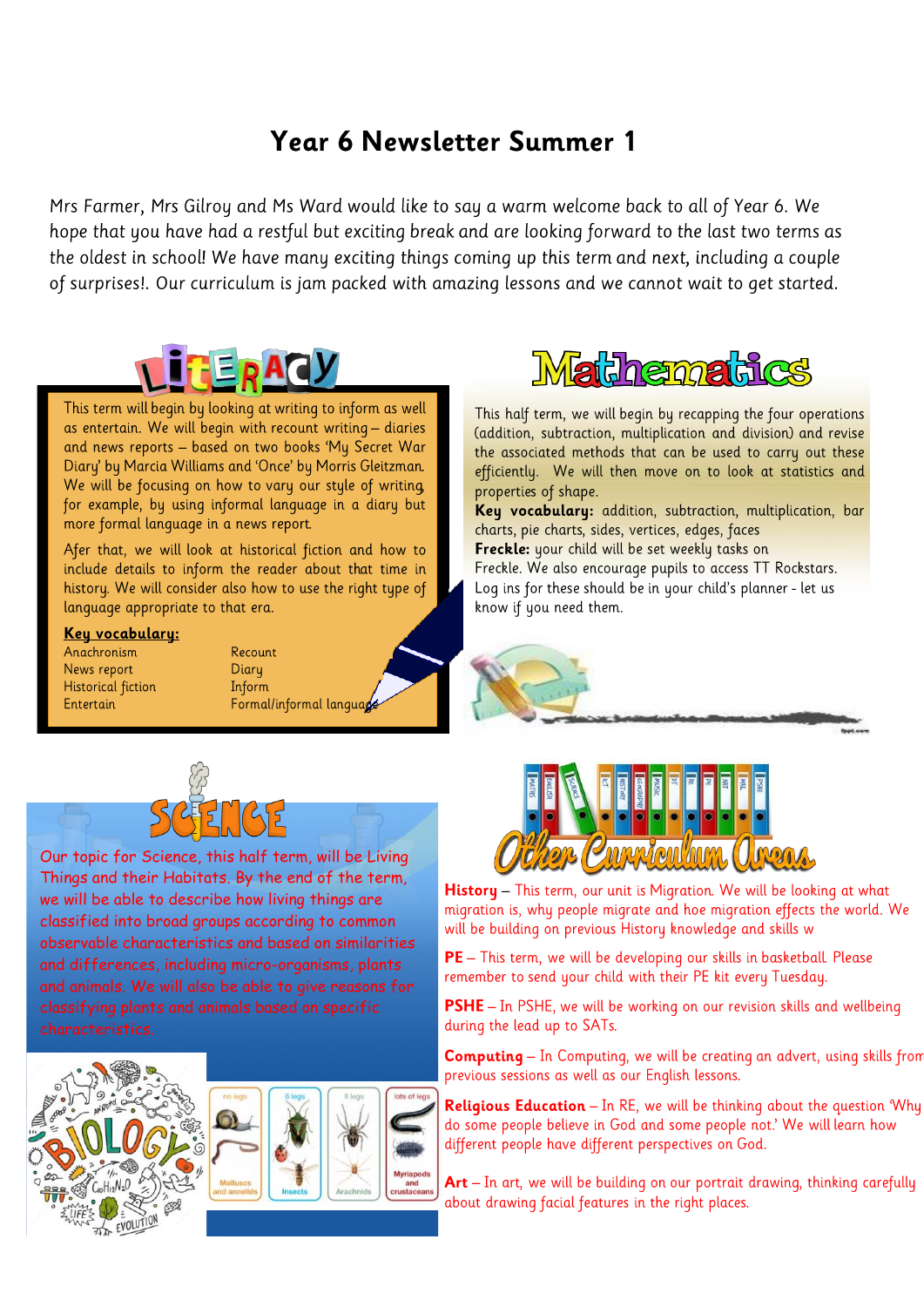# Year 6 Newsletter Summer 1

Mrs Farmer, Mrs Gilroy and Ms Ward would like to say a warm welcome back to all of Year 6. We hope that you have had a restful but exciting break and are looking forward to the last two terms as the oldest in school! We have many exciting things coming up this term and next, including a couple of surprises!. Our curriculum is jam packed with amazing lessons and we cannot wait to get started.

## Literacy

This term will begin by looking at writing to inform as well as entertain. We will begin with recount writing – diaries and news reports – based on two books 'My Secret War Diary' by Marcia Williams and 'Once' by Morris Gleitzman. We will be focusing on how to vary our style of writing, for example, by using informal language in a diary but more formal language in a news report.

Afer that, we will look at historical fiction and how to include details to inform the reader about that time in history. We will consider also how to use the right type of language appropriate to that era.

**Key vocabulary:**

- Anachronism
- News report
- Historical fiction
- Entertain
- Recount
- Diary
- Inform
- Formal/informal language

## Mathematics

This half term, we will begin by recapping the four operations (addition, subtraction, multiplication and division) and revise the associated methods that can be used to carry out these efficiently. We will then move on to look at statistics and properties of shape.

**Key vocabulary:** addition, subtraction, multiplication, bar charts, pie charts, sides, vertices, edges, faces

**Freckle:** your child will be set weekly tasks on Freckle. We also encourage pupils to access TT Rockstars. Log ins for these should be in your child's planner - let us know if you need them.

## Science

Our topic for Science, this half term, will be Living Things and their Habitats. By the end of the term, we will be able to describe how living things are classified into broad groups according to common observable characteristics and based on similarities and differences, including micro-organisms, plants and animals. We will also be able to give reasons for classifying plants and animals based on specific characteristics.

## Other Curriculum Areas

**History** – This term, our unit is Migration. We will be looking at what migration is, why people migrate and hoe migration effects the world. We will be building on previous History knowledge and skills w

**PE** – This term, we will be developing our skills in basketball. Please remember to send your child with their PE kit every Tuesday.

**PSHE** – In PSHE, we will be working on our revision skills and wellbeing during the lead up to SATs.

**Computing** – In Computing, we will be creating an advert, using skills from previous sessions as well as our English lessons.

**Religious Education** – In RE, we will be thinking about the question 'Why do some people believe in God and some people not.' We will learn how different people have different perspectives on God.

**Art** – In art, we will be building on our portrait drawing, thinking carefully about drawing facial features in the right places.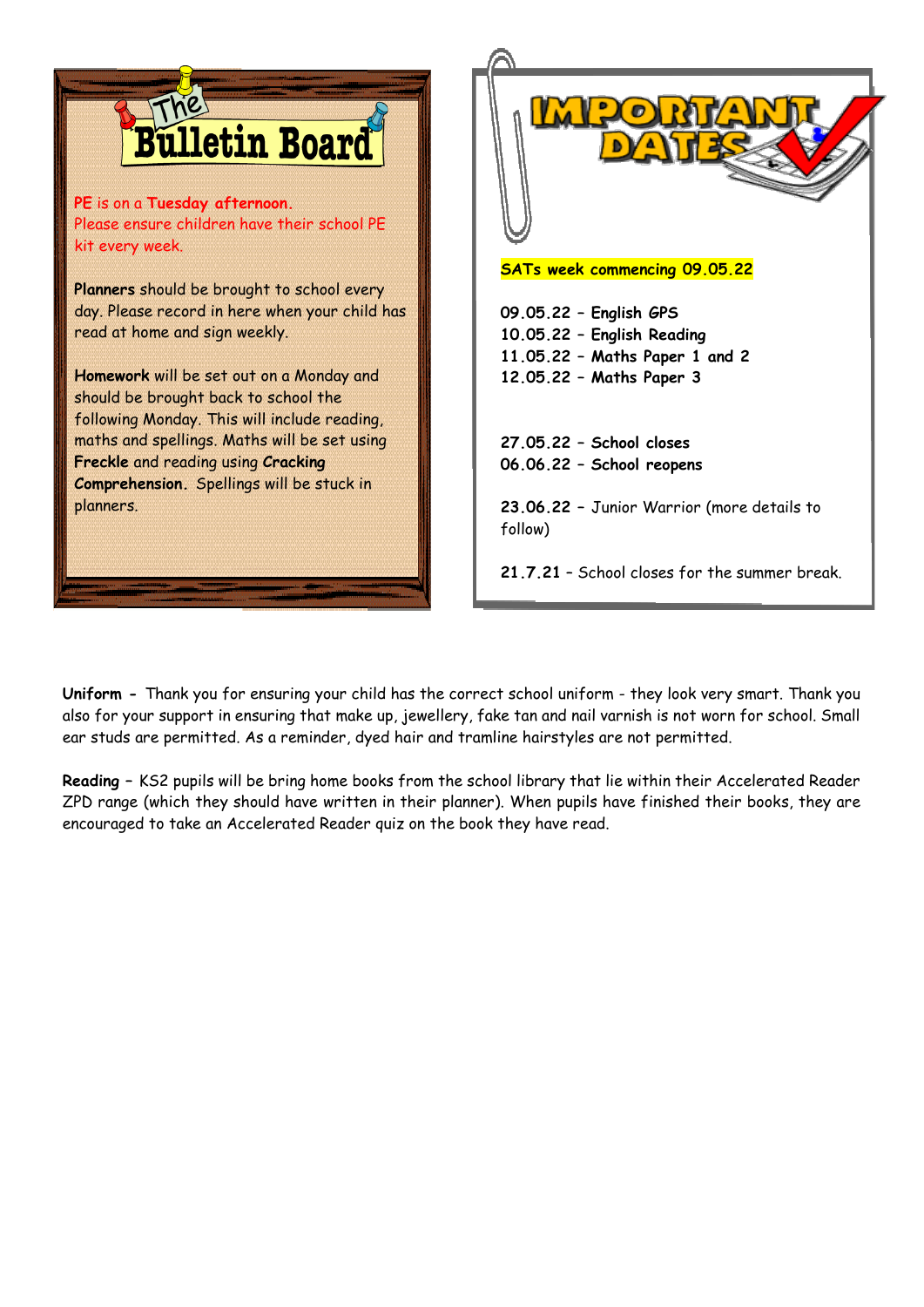## The Bulletin Board

**PE** is on a **Tuesday afternoon.**
Please ensure children have their school PE kit every week.

**Planners** should be brought to school every day. Please record in here when your child has read at home and sign weekly.

**Homework** will be set out on a Monday and should be brought back to school the following Monday. This will include reading, maths and spellings. Maths will be set using **Freckle** and reading using **Cracking Comprehension.** Spellings will be stuck in planners.

## IMPORTANT DATES

**SATs week commencing 09.05.22**

**09.05.22 – English GPS**
**10.05.22 – English Reading**
**11.05.22 – Maths Paper 1 and 2**
**12.05.22 – Maths Paper 3**

**27.05.22 – School closes**
**06.06.22 – School reopens**

**23.06.22** – Junior Warrior (more details to follow)

**21.7.21** – School closes for the summer break.

**Uniform -** Thank you for ensuring your child has the correct school uniform - they look very smart. Thank you also for your support in ensuring that make up, jewellery, fake tan and nail varnish is not worn for school. Small ear studs are permitted. As a reminder, dyed hair and tramline hairstyles are not permitted.

**Reading –** KS2 pupils will be bring home books from the school library that lie within their Accelerated Reader ZPD range (which they should have written in their planner). When pupils have finished their books, they are encouraged to take an Accelerated Reader quiz on the book they have read.